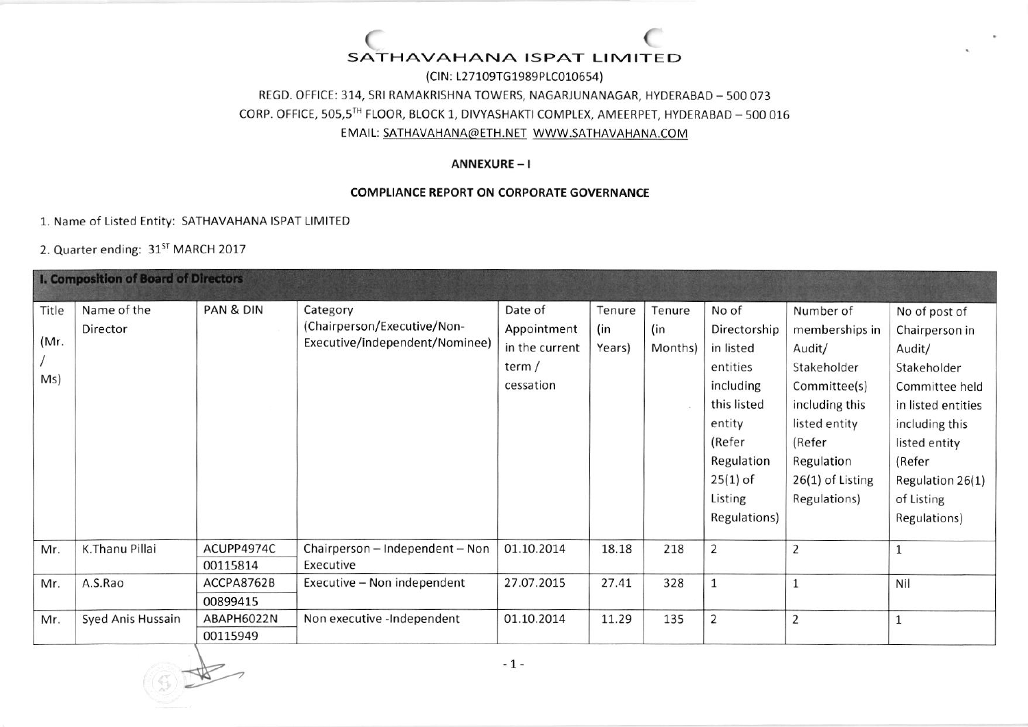# SATHAVAHANA ISPAT LIMITED

(CIN: L27109TG1989PLC010654)

REGD. OFFICE: 314, SRI RAMAKRISHNA TOWERS, NAGARJUNANAGAR, HYDERABAD – 500 073

CORP. OFFICE, 505,5TH FLOOR, BLOCK 1, DIVYASHAKTI COMPLEX, AMEERPET, HYDERABAD – 500 016

EMAIL: SATHAVAHANA@ETH.NET WWW.SATHAVAHANA.COM

**ANNEXURE – I**

**COMPLIANCE REPORT ON CORPORATE GOVERNANCE**

1. Name of Listed Entity: SATHAVAHANA ISPAT LIMITED

2. Quarter ending: 31ST MARCH 2017

**I. Composition of Board of Directors**

| Title (Mr. / Ms) | Name of the Director | PAN & DIN | Category (Chairperson/Executive/Non-Executive/independent/Nominee) | Date of Appointment in the current term / cessation | Tenure (in Years) | Tenure (in Months) | No of Directorship in listed entities including this listed entity (Refer Regulation 25(1) of Listing Regulations) | Number of memberships in Audit/ Stakeholder Committee(s) including this listed entity (Refer Regulation 26(1) of Listing Regulations) | No of post of Chairperson in Audit/ Stakeholder Committee held in listed entities including this listed entity (Refer Regulation 26(1) of Listing Regulations) |
|---|---|---|---|---|---|---|---|---|---|
| Mr. | K.Thanu Pillai | ACUPP4974C 00115814 | Chairperson – Independent – Non Executive | 01.10.2014 | 18.18 | 218 | 2 | 2 | 1 |
| Mr. | A.S.Rao | ACCPA8762B 00899415 | Executive – Non independent | 27.07.2015 | 27.41 | 328 | 1 | 1 | Nil |
| Mr. | Syed Anis Hussain | ABAPH6022N 00115949 | Non executive -Independent | 01.10.2014 | 11.29 | 135 | 2 | 2 | 1 |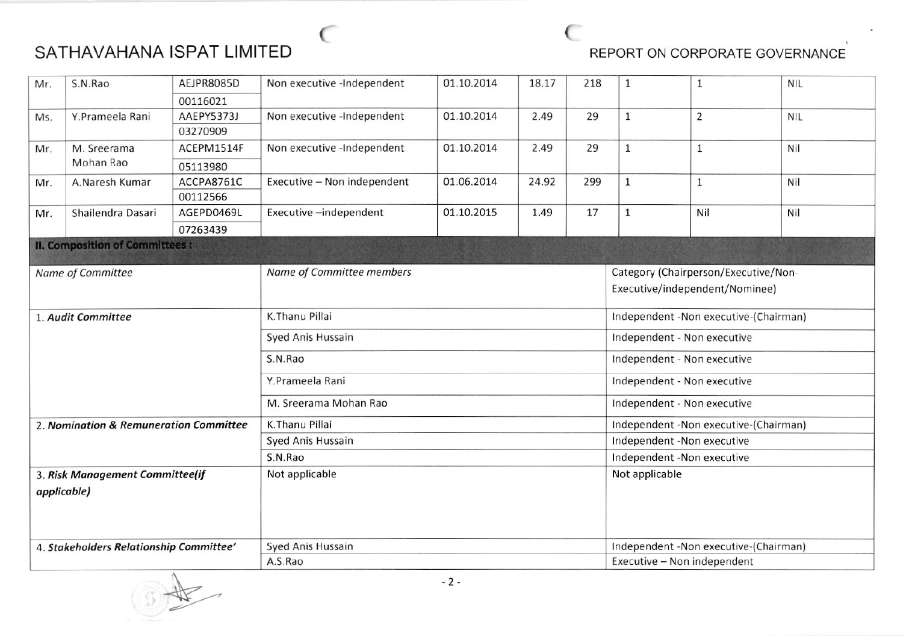| | | | | | | | | | |
|---|---|---|---|---|---|---|---|---|---|
| Mr. | S.N.Rao | AEJPR8085D 00116021 | Non executive -Independent | 01.10.2014 | 18.17 | 218 | 1 | 1 | NIL |
| Ms. | Y.Prameela Rani | AAEPY5373J 03270909 | Non executive -Independent | 01.10.2014 | 2.49 | 29 | 1 | 2 | NIL |
| Mr. | M. Sreerama Mohan Rao | ACEPM1514F 05113980 | Non executive -Independent | 01.10.2014 | 2.49 | 29 | 1 | 1 | Nil |
| Mr. | A.Naresh Kumar | ACCPA8761C 00112566 | Executive – Non independent | 01.06.2014 | 24.92 | 299 | 1 | 1 | Nil |
| Mr. | Shailendra Dasari | AGEPD0469L 07263439 | Executive –independent | 01.10.2015 | 1.49 | 17 | 1 | Nil | Nil |

## II. Composition of Committees :

| *Name of Committee* | *Name of Committee members* | Category (Chairperson/Executive/Non-Executive/independent/Nominee) |
|---|---|---|
| 1. ***Audit Committee*** | K.Thanu Pillai | Independent -Non executive-(Chairman) |
| | Syed Anis Hussain | Independent - Non executive |
| | S.N.Rao | Independent - Non executive |
| | Y.Prameela Rani | Independent - Non executive |
| | M. Sreerama Mohan Rao | Independent - Non executive |
| 2. ***Nomination & Remuneration Committee*** | K.Thanu Pillai | Independent -Non executive-(Chairman) |
| | Syed Anis Hussain | Independent -Non executive |
| | S.N.Rao | Independent -Non executive |
| 3. ***Risk Management Committee(if applicable)*** | Not applicable | Not applicable |
| 4. ***Stakeholders Relationship Committee'*** | Syed Anis Hussain | Independent -Non executive-(Chairman) |
| | A.S.Rao | Executive – Non independent |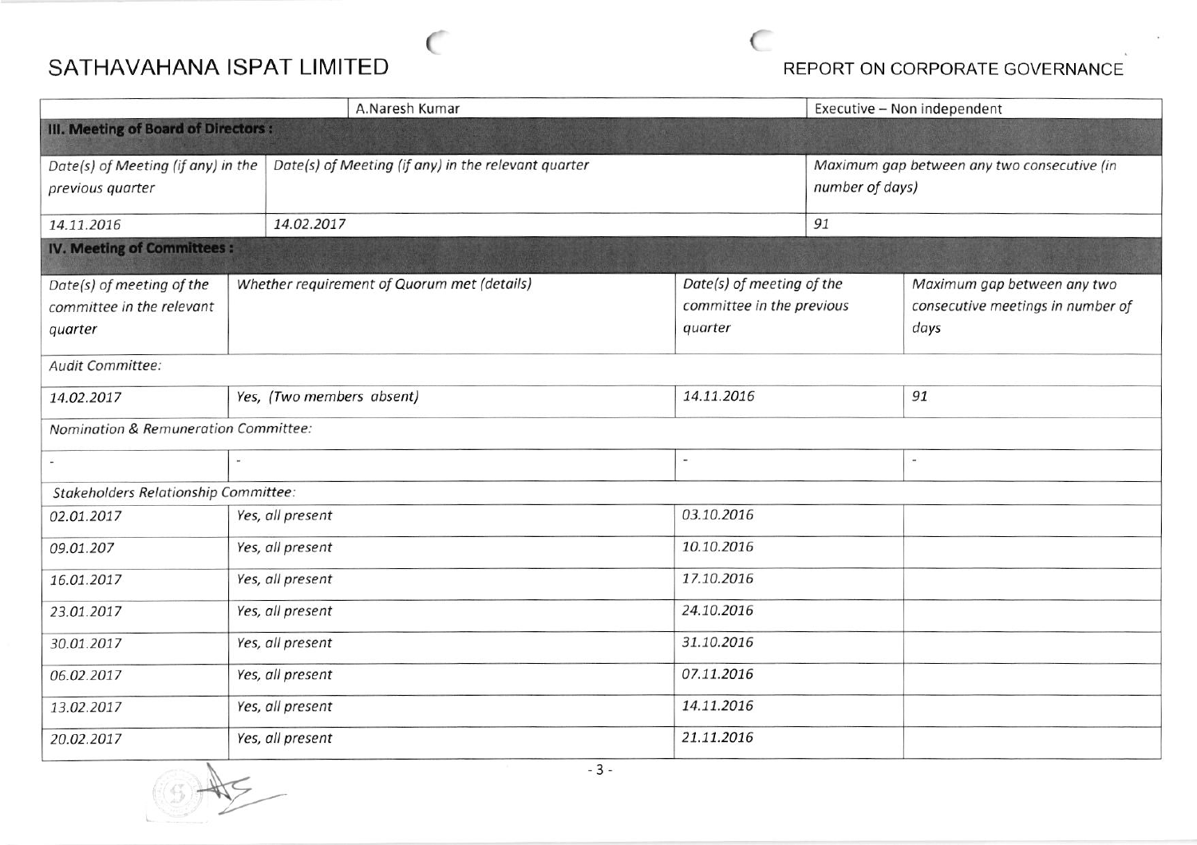| | A.Naresh Kumar | | Executive – Non independent |
|---|---|---|---|

**III. Meeting of Board of Directors :**

| *Date(s) of Meeting (if any) in the previous quarter* | *Date(s) of Meeting (if any) in the relevant quarter* | *Maximum gap between any two consecutive (in number of days)* |
|---|---|---|
| *14.11.2016* | *14.02.2017* | *91* |

**IV. Meeting of Committees :**

| *Date(s) of meeting of the committee in the relevant quarter* | *Whether requirement of Quorum met (details)* | *Date(s) of meeting of the committee in the previous quarter* | *Maximum gap between any two consecutive meetings in number of days* |
|---|---|---|---|
| *Audit Committee:* | | | |
| *14.02.2017* | *Yes, (Two members absent)* | *14.11.2016* | *91* |
| *Nomination & Remuneration Committee:* | | | |
| - | - | - | - |
| *Stakeholders Relationship Committee:* | | | |
| *02.01.2017* | *Yes, all present* | *03.10.2016* | |
| *09.01.207* | *Yes, all present* | *10.10.2016* | |
| *16.01.2017* | *Yes, all present* | *17.10.2016* | |
| *23.01.2017* | *Yes, all present* | *24.10.2016* | |
| *30.01.2017* | *Yes, all present* | *31.10.2016* | |
| *06.02.2017* | *Yes, all present* | *07.11.2016* | |
| *13.02.2017* | *Yes, all present* | *14.11.2016* | |
| *20.02.2017* | *Yes, all present* | *21.11.2016* | |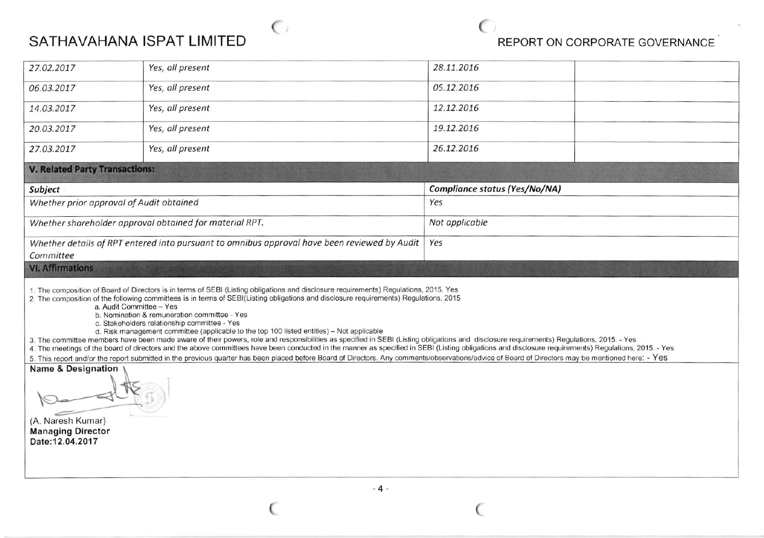| | | | |
|---|---|---|---|
| 27.02.2017 | Yes, all present | 28.11.2016 | |
| 06.03.2017 | Yes, all present | 05.12.2016 | |
| 14.03.2017 | Yes, all present | 12.12.2016 | |
| 20.03.2017 | Yes, all present | 19.12.2016 | |
| 27.03.2017 | Yes, all present | 26.12.2016 | |

### V. Related Party Transactions:

| *Subject* | *Compliance status (Yes/No/NA)* |
|---|---|
| *Whether prior approval of Audit obtained* | *Yes* |
| *Whether shareholder approval obtained for material RPT.* | *Not applicable* |
| *Whether details of RPT entered into pursuant to omnibus approval have been reviewed by Audit Committee* | *Yes* |

### VI. Affirmations

1. The composition of Board of Directors is in terms of SEBI (Listing obligations and disclosure requirements) Regulations, 2015. Yes
2. The composition of the following committees is in terms of SEBI(Listing obligations and disclosure requirements) Regulations, 2015
   a. Audit Committee – Yes
   b. Nomination & remuneration committee - Yes
   c. Stakeholders relationship committee - Yes
   d. Risk management committee (applicable to the top 100 listed entities) – Not applicable
3. The committee members have been made aware of their powers, role and responsibilities as specified in SEBI (Listing obligations and disclosure requirements) Regulations, 2015. - Yes
4. The meetings of the board of directors and the above committees have been conducted in the manner as specified in SEBI (Listing obligations and disclosure requirements) Regulations, 2015. - Yes
5. This report and/or the report submitted in the previous quarter has been placed before Board of Directors. Any comments/observations/advice of Board of Directors may be mentioned here: - Yes

**Name & Designation**

(A. Naresh Kumar)
**Managing Director**
**Date:12.04.2017**